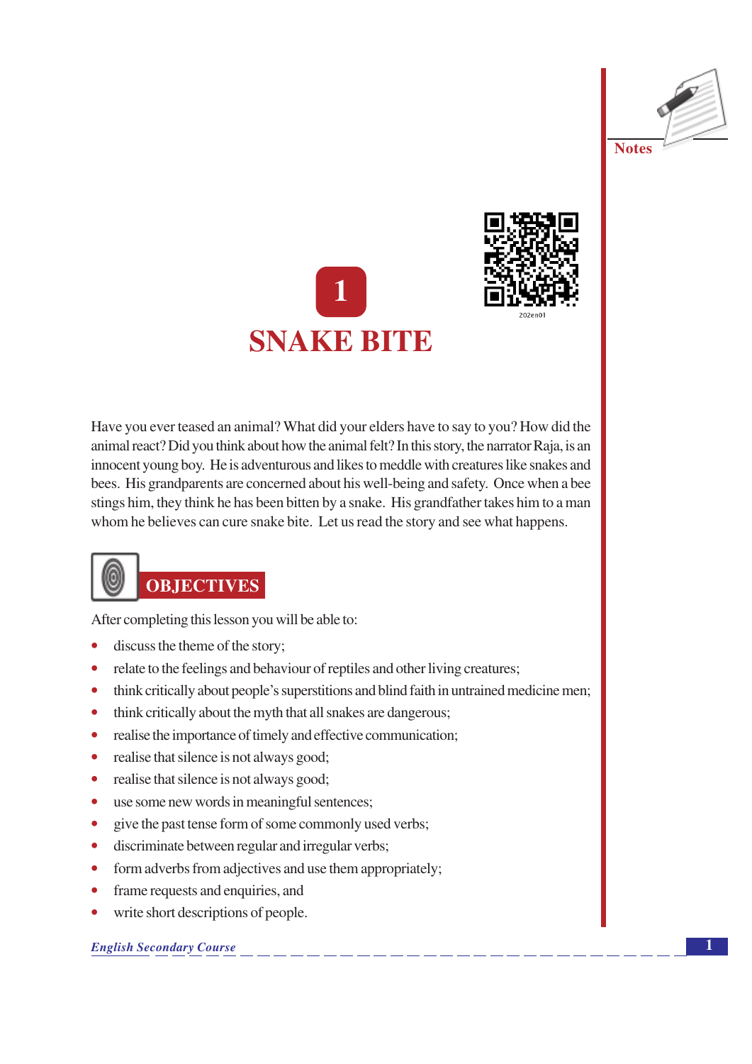Notes

202en01

# 1

# SNAKE BITE

Have you ever teased an animal? What did your elders have to say to you? How did the animal react? Did you think about how the animal felt? In this story, the narrator Raja, is an innocent young boy. He is adventurous and likes to meddle with creatures like snakes and bees. His grandparents are concerned about his well-being and safety. Once when a bee stings him, they think he has been bitten by a snake. His grandfather takes him to a man whom he believes can cure snake bite. Let us read the story and see what happens.

## OBJECTIVES

After completing this lesson you will be able to:

- discuss the theme of the story;
- relate to the feelings and behaviour of reptiles and other living creatures;
- think critically about people's superstitions and blind faith in untrained medicine men;
- think critically about the myth that all snakes are dangerous;
- realise the importance of timely and effective communication;
- realise that silence is not always good;
- realise that silence is not always good;
- use some new words in meaningful sentences;
- give the past tense form of some commonly used verbs;
- discriminate between regular and irregular verbs;
- form adverbs from adjectives and use them appropriately;
- frame requests and enquiries, and
- write short descriptions of people.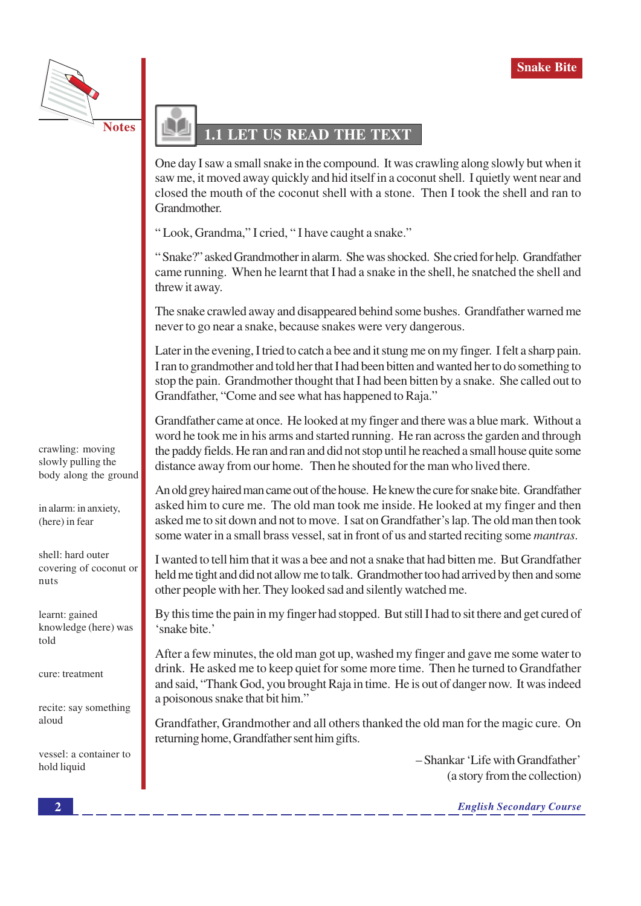## 1.1 LET US READ THE TEXT

One day I saw a small snake in the compound. It was crawling along slowly but when it saw me, it moved away quickly and hid itself in a coconut shell. I quietly went near and closed the mouth of the coconut shell with a stone. Then I took the shell and ran to Grandmother.

" Look, Grandma," I cried, " I have caught a snake."

" Snake?" asked Grandmother in alarm. She was shocked. She cried for help. Grandfather came running. When he learnt that I had a snake in the shell, he snatched the shell and threw it away.

The snake crawled away and disappeared behind some bushes. Grandfather warned me never to go near a snake, because snakes were very dangerous.

Later in the evening, I tried to catch a bee and it stung me on my finger. I felt a sharp pain. I ran to grandmother and told her that I had been bitten and wanted her to do something to stop the pain. Grandmother thought that I had been bitten by a snake. She called out to Grandfather, "Come and see what has happened to Raja."

Grandfather came at once. He looked at my finger and there was a blue mark. Without a word he took me in his arms and started running. He ran across the garden and through the paddy fields. He ran and ran and did not stop until he reached a small house quite some distance away from our home. Then he shouted for the man who lived there.

An old grey haired man came out of the house. He knew the cure for snake bite. Grandfather asked him to cure me. The old man took me inside. He looked at my finger and then asked me to sit down and not to move. I sat on Grandfather's lap. The old man then took some water in a small brass vessel, sat in front of us and started reciting some *mantras*.

I wanted to tell him that it was a bee and not a snake that had bitten me. But Grandfather held me tight and did not allow me to talk. Grandmother too had arrived by then and some other people with her. They looked sad and silently watched me.

By this time the pain in my finger had stopped. But still I had to sit there and get cured of 'snake bite.'

After a few minutes, the old man got up, washed my finger and gave me some water to drink. He asked me to keep quiet for some more time. Then he turned to Grandfather and said, "Thank God, you brought Raja in time. He is out of danger now. It was indeed a poisonous snake that bit him."

Grandfather, Grandmother and all others thanked the old man for the magic cure. On returning home, Grandfather sent him gifts.

– Shankar 'Life with Grandfather'
(a story from the collection)

**Notes**

crawling: moving slowly pulling the body along the ground

in alarm: in anxiety, (here) in fear

shell: hard outer covering of coconut or nuts

learnt: gained knowledge (here) was told

cure: treatment

recite: say something aloud

vessel: a container to hold liquid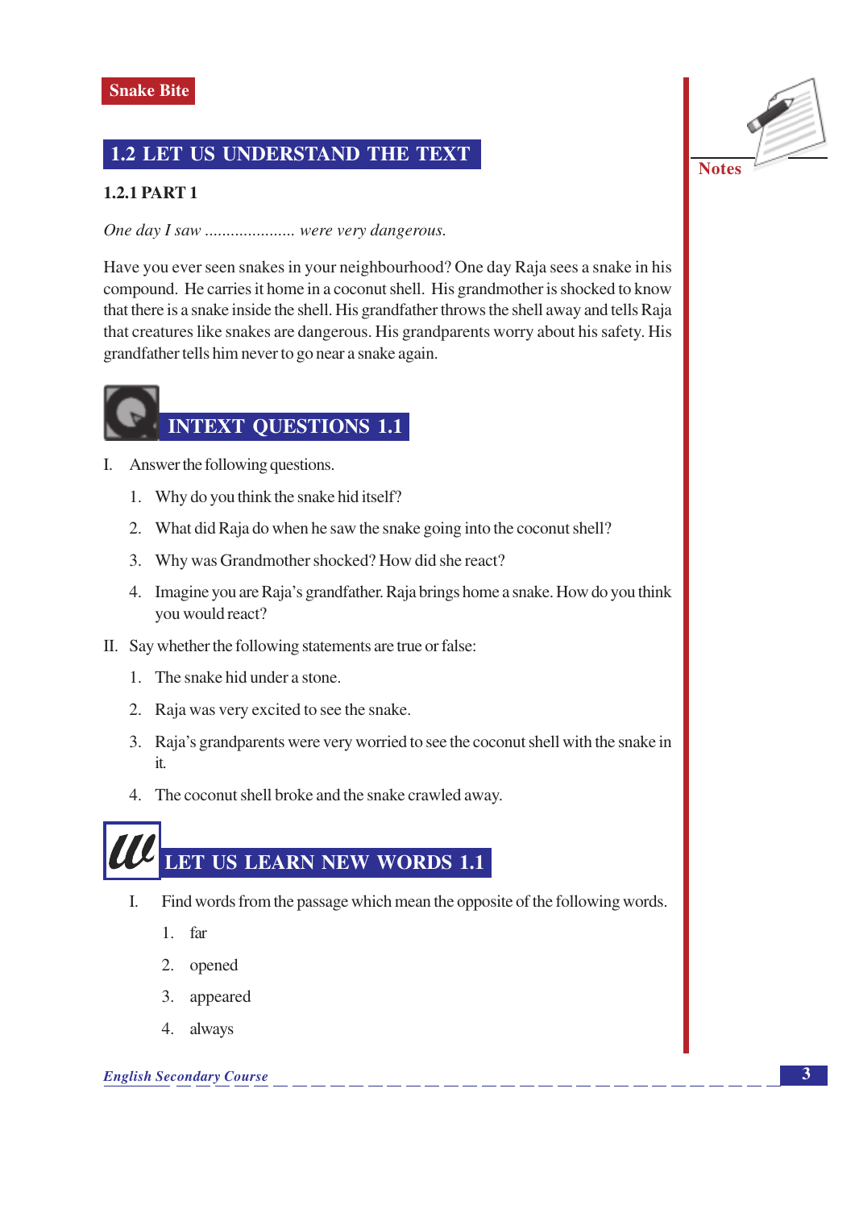## 1.2 LET US UNDERSTAND THE TEXT

### 1.2.1 PART 1

*One day I saw .................... were very dangerous.*

Have you ever seen snakes in your neighbourhood? One day Raja sees a snake in his compound. He carries it home in a coconut shell. His grandmother is shocked to know that there is a snake inside the shell. His grandfather throws the shell away and tells Raja that creatures like snakes are dangerous. His grandparents worry about his safety. His grandfather tells him never to go near a snake again.

## INTEXT QUESTIONS 1.1

I. Answer the following questions.

1. Why do you think the snake hid itself?
2. What did Raja do when he saw the snake going into the coconut shell?
3. Why was Grandmother shocked? How did she react?
4. Imagine you are Raja's grandfather. Raja brings home a snake. How do you think you would react?

II. Say whether the following statements are true or false:

1. The snake hid under a stone.
2. Raja was very excited to see the snake.
3. Raja's grandparents were very worried to see the coconut shell with the snake in it.
4. The coconut shell broke and the snake crawled away.

## LET US LEARN NEW WORDS 1.1

I. Find words from the passage which mean the opposite of the following words.

1. far
2. opened
3. appeared
4. always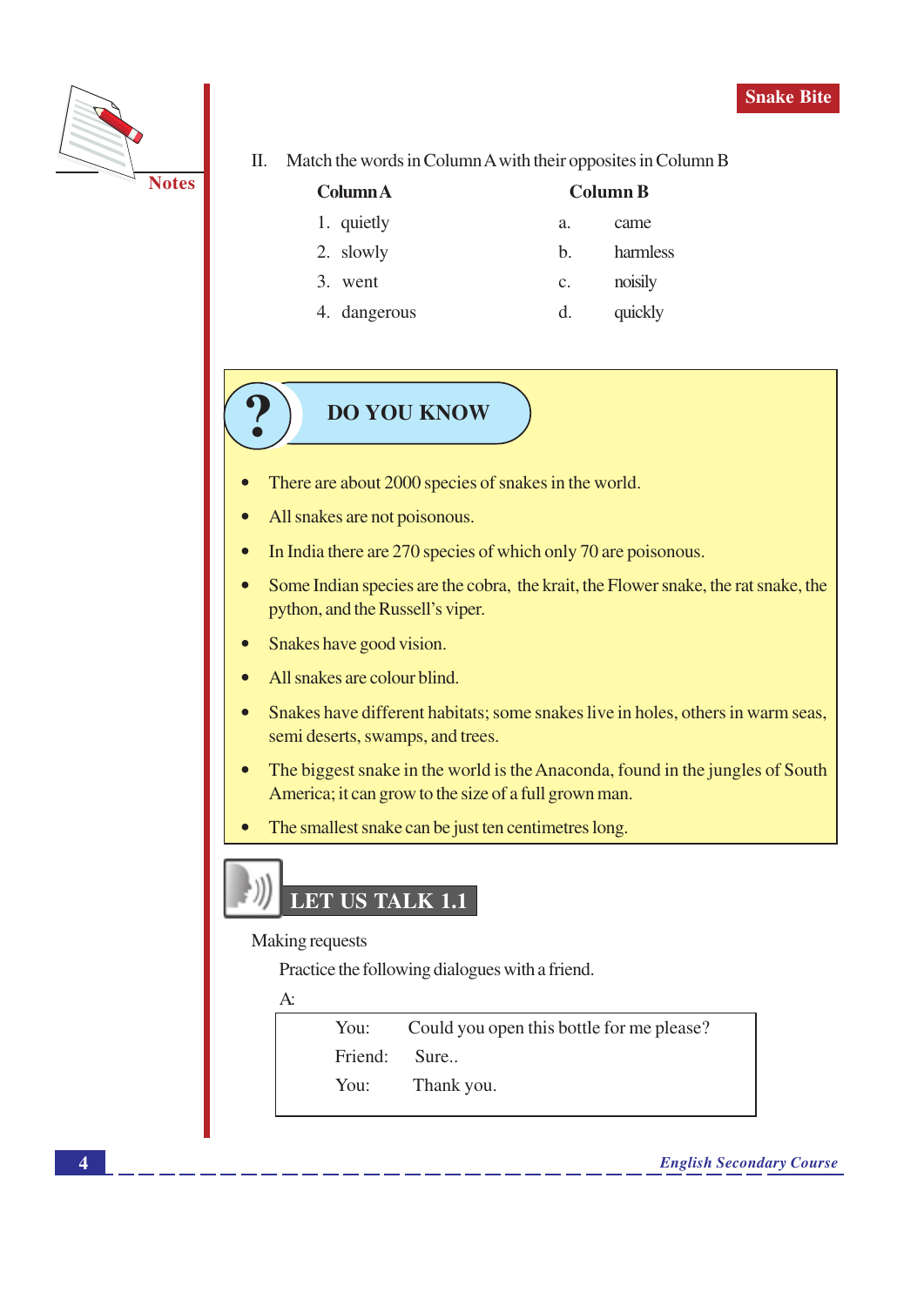II. Match the words in Column A with their opposites in Column B

| Column A | Column B |
|---|---|
| 1. quietly | a. came |
| 2. slowly | b. harmless |
| 3. went | c. noisily |
| 4. dangerous | d. quickly |

## DO YOU KNOW

- There are about 2000 species of snakes in the world.
- All snakes are not poisonous.
- In India there are 270 species of which only 70 are poisonous.
- Some Indian species are the cobra, the krait, the Flower snake, the rat snake, the python, and the Russell's viper.
- Snakes have good vision.
- All snakes are colour blind.
- Snakes have different habitats; some snakes live in holes, others in warm seas, semi deserts, swamps, and trees.
- The biggest snake in the world is the Anaconda, found in the jungles of South America; it can grow to the size of a full grown man.
- The smallest snake can be just ten centimetres long.

## LET US TALK 1.1

Making requests

Practice the following dialogues with a friend.

A:

| | |
|---|---|
| You: | Could you open this bottle for me please? |
| Friend: | Sure.. |
| You: | Thank you. |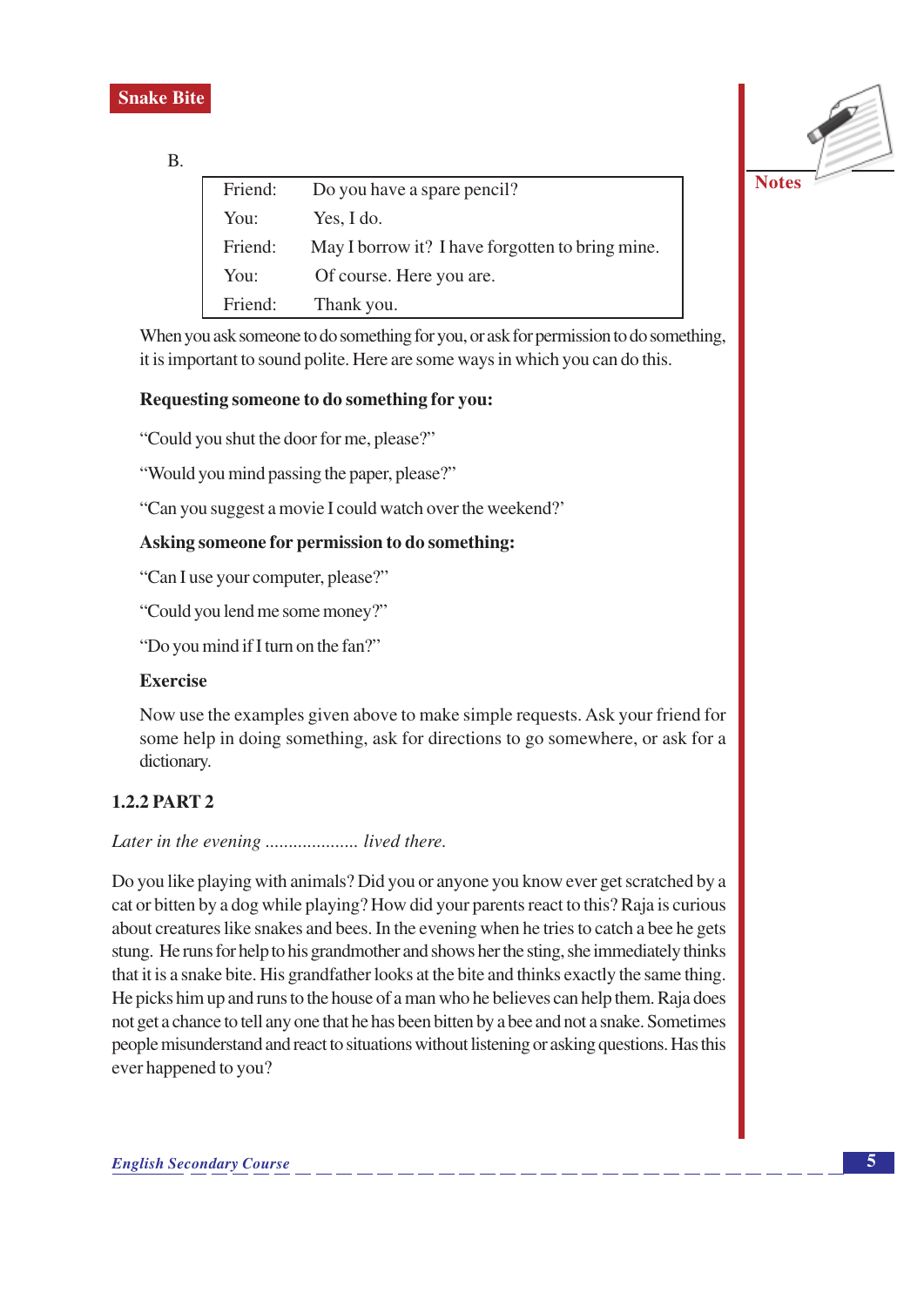B.

| | |
|---|---|
| Friend: | Do you have a spare pencil? |
| You: | Yes, I do. |
| Friend: | May I borrow it? I have forgotten to bring mine. |
| You: | Of course. Here you are. |
| Friend: | Thank you. |

When you ask someone to do something for you, or ask for permission to do something, it is important to sound polite. Here are some ways in which you can do this.

**Requesting someone to do something for you:**

"Could you shut the door for me, please?"

"Would you mind passing the paper, please?"

"Can you suggest a movie I could watch over the weekend?'

**Asking someone for permission to do something:**

"Can I use your computer, please?"

"Could you lend me some money?"

"Do you mind if I turn on the fan?"

**Exercise**

Now use the examples given above to make simple requests. Ask your friend for some help in doing something, ask for directions to go somewhere, or ask for a dictionary.

### 1.2.2 PART 2

*Later in the evening .................... lived there.*

Do you like playing with animals? Did you or anyone you know ever get scratched by a cat or bitten by a dog while playing? How did your parents react to this? Raja is curious about creatures like snakes and bees. In the evening when he tries to catch a bee he gets stung. He runs for help to his grandmother and shows her the sting, she immediately thinks that it is a snake bite. His grandfather looks at the bite and thinks exactly the same thing. He picks him up and runs to the house of a man who he believes can help them. Raja does not get a chance to tell any one that he has been bitten by a bee and not a snake. Sometimes people misunderstand and react to situations without listening or asking questions. Has this ever happened to you?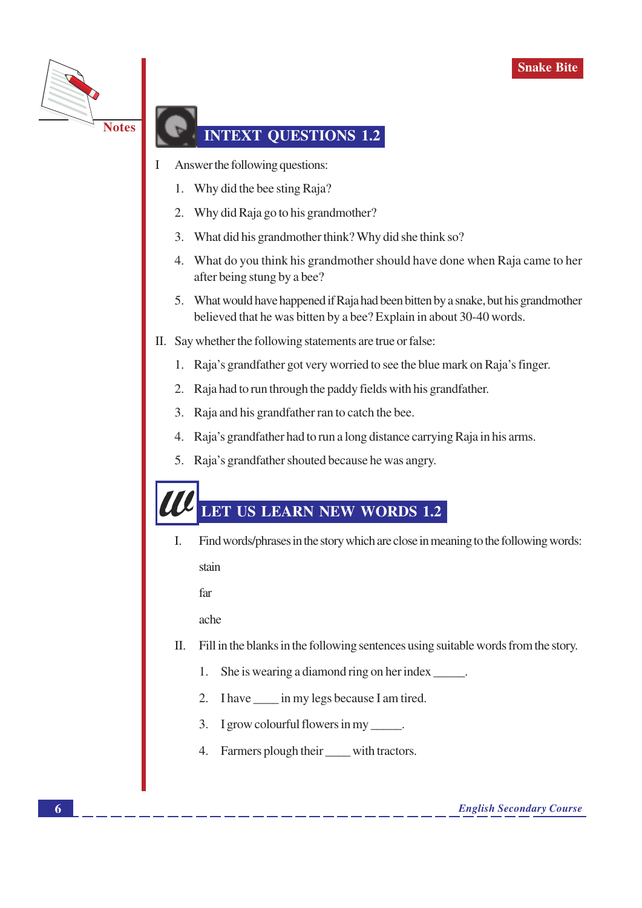## INTEXT QUESTIONS 1.2

I Answer the following questions:

1. Why did the bee sting Raja?
2. Why did Raja go to his grandmother?
3. What did his grandmother think? Why did she think so?
4. What do you think his grandmother should have done when Raja came to her after being stung by a bee?
5. What would have happened if Raja had been bitten by a snake, but his grandmother believed that he was bitten by a bee? Explain in about 30-40 words.

II. Say whether the following statements are true or false:

1. Raja's grandfather got very worried to see the blue mark on Raja's finger.
2. Raja had to run through the paddy fields with his grandfather.
3. Raja and his grandfather ran to catch the bee.
4. Raja's grandfather had to run a long distance carrying Raja in his arms.
5. Raja's grandfather shouted because he was angry.

## LET US LEARN NEW WORDS 1.2

I. Find words/phrases in the story which are close in meaning to the following words:

stain

far

ache

II. Fill in the blanks in the following sentences using suitable words from the story.

1. She is wearing a diamond ring on her index _____.
2. I have ____ in my legs because I am tired.
3. I grow colourful flowers in my _____.
4. Farmers plough their ____ with tractors.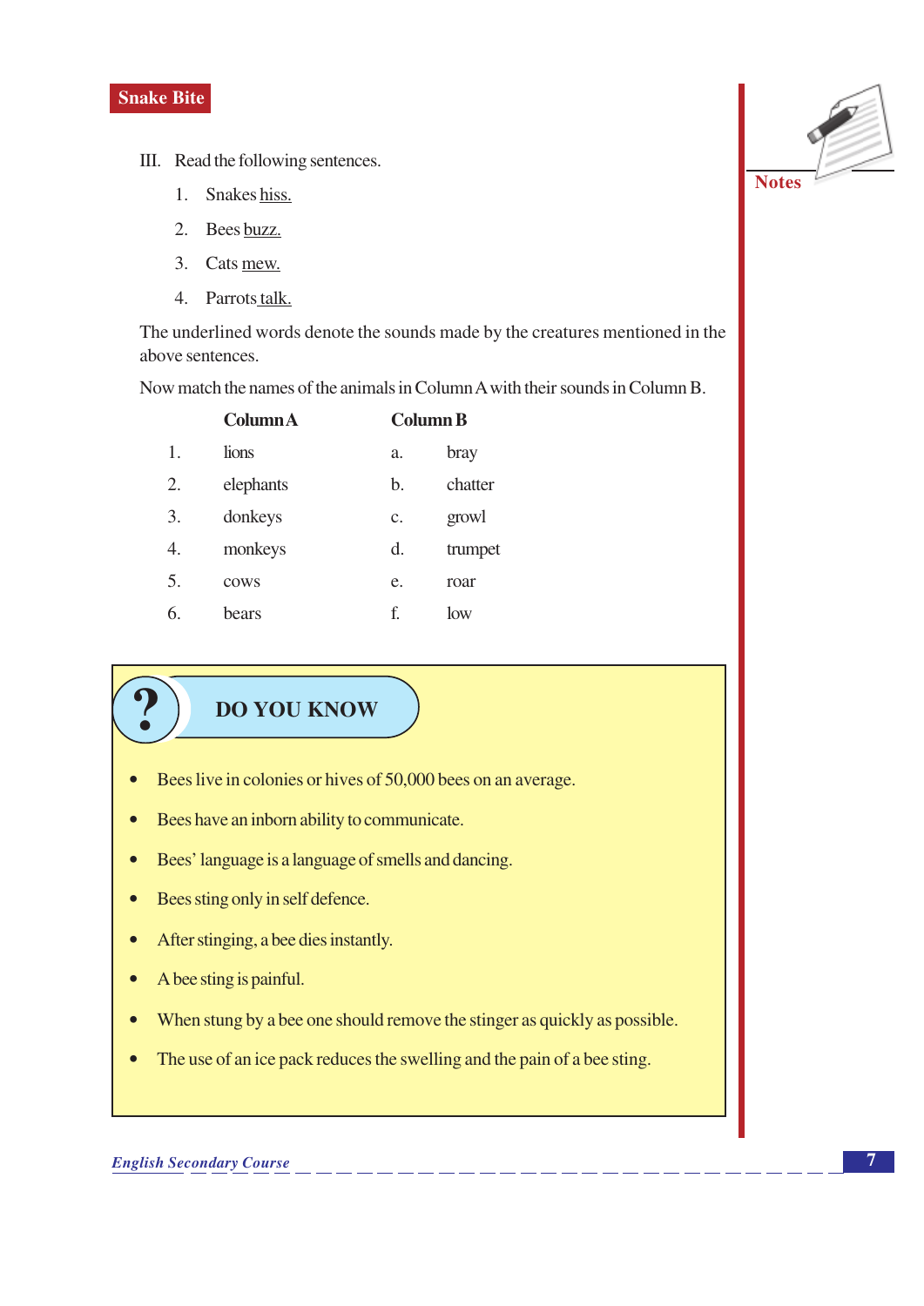III. Read the following sentences.

1. Snakes <u>hiss.</u>
2. Bees <u>buzz.</u>
3. Cats <u>mew.</u>
4. Parrots <u>talk.</u>

The underlined words denote the sounds made by the creatures mentioned in the above sentences.

Now match the names of the animals in Column A with their sounds in Column B.

| | Column A | | Column B |
|---|---|---|---|
| 1. | lions | a. | bray |
| 2. | elephants | b. | chatter |
| 3. | donkeys | c. | growl |
| 4. | monkeys | d. | trumpet |
| 5. | cows | e. | roar |
| 6. | bears | f. | low |

## DO YOU KNOW

- Bees live in colonies or hives of 50,000 bees on an average.
- Bees have an inborn ability to communicate.
- Bees' language is a language of smells and dancing.
- Bees sting only in self defence.
- After stinging, a bee dies instantly.
- A bee sting is painful.
- When stung by a bee one should remove the stinger as quickly as possible.
- The use of an ice pack reduces the swelling and the pain of a bee sting.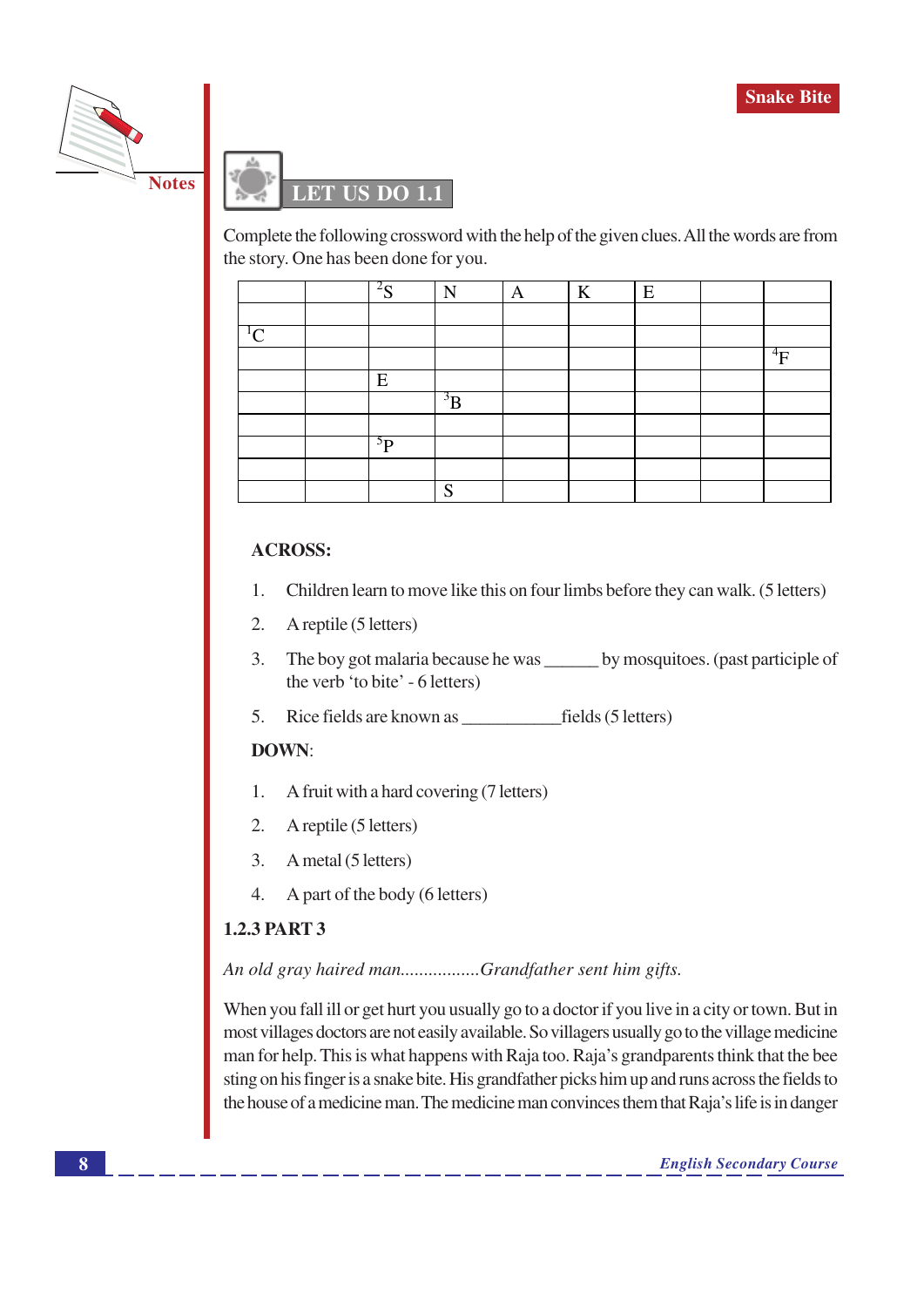## LET US DO 1.1

Complete the following crossword with the help of the given clues. All the words are from the story. One has been done for you.

| | | [2]S | N | A | K | E | | |
|---|---|---|---|---|---|---|---|---|
| | | | | | | | | |
| [1]C | | | | | | | | |
| | | | | | | | | [4]F |
| | | E | | | | | | |
| | | | [3]B | | | | | |
| | | | | | | | | |
| | | [5]P | | | | | | |
| | | | | | | | | |
| | | | S | | | | | |

**ACROSS:**

1. Children learn to move like this on four limbs before they can walk. (5 letters)
2. A reptile (5 letters)
3. The boy got malaria because he was ______ by mosquitoes. (past participle of the verb 'to bite' - 6 letters)
5. Rice fields are known as ___________fields (5 letters)

**DOWN**:

1. A fruit with a hard covering (7 letters)
2. A reptile (5 letters)
3. A metal (5 letters)
4. A part of the body (6 letters)

### 1.2.3 PART 3

*An old gray haired man.................Grandfather sent him gifts.*

When you fall ill or get hurt you usually go to a doctor if you live in a city or town. But in most villages doctors are not easily available. So villagers usually go to the village medicine man for help. This is what happens with Raja too. Raja's grandparents think that the bee sting on his finger is a snake bite. His grandfather picks him up and runs across the fields to the house of a medicine man. The medicine man convinces them that Raja's life is in danger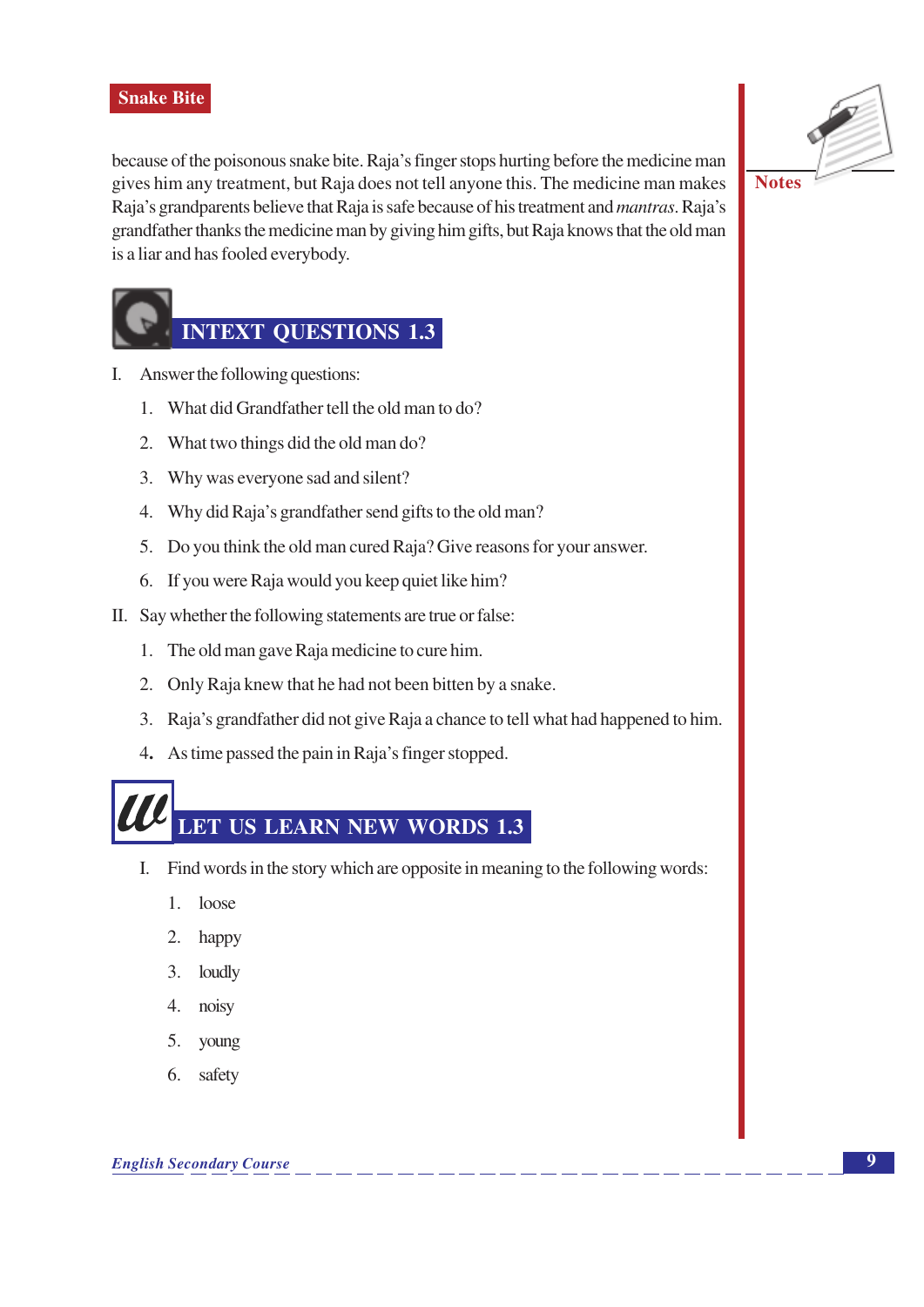because of the poisonous snake bite. Raja's finger stops hurting before the medicine man gives him any treatment, but Raja does not tell anyone this. The medicine man makes Raja's grandparents believe that Raja is safe because of his treatment and *mantras*. Raja's grandfather thanks the medicine man by giving him gifts, but Raja knows that the old man is a liar and has fooled everybody.

## INTEXT QUESTIONS 1.3

I. Answer the following questions:

1. What did Grandfather tell the old man to do?
2. What two things did the old man do?
3. Why was everyone sad and silent?
4. Why did Raja's grandfather send gifts to the old man?
5. Do you think the old man cured Raja? Give reasons for your answer.
6. If you were Raja would you keep quiet like him?

II. Say whether the following statements are true or false:

1. The old man gave Raja medicine to cure him.
2. Only Raja knew that he had not been bitten by a snake.
3. Raja's grandfather did not give Raja a chance to tell what had happened to him.
4. As time passed the pain in Raja's finger stopped.

## LET US LEARN NEW WORDS 1.3

I. Find words in the story which are opposite in meaning to the following words:

1. loose
2. happy
3. loudly
4. noisy
5. young
6. safety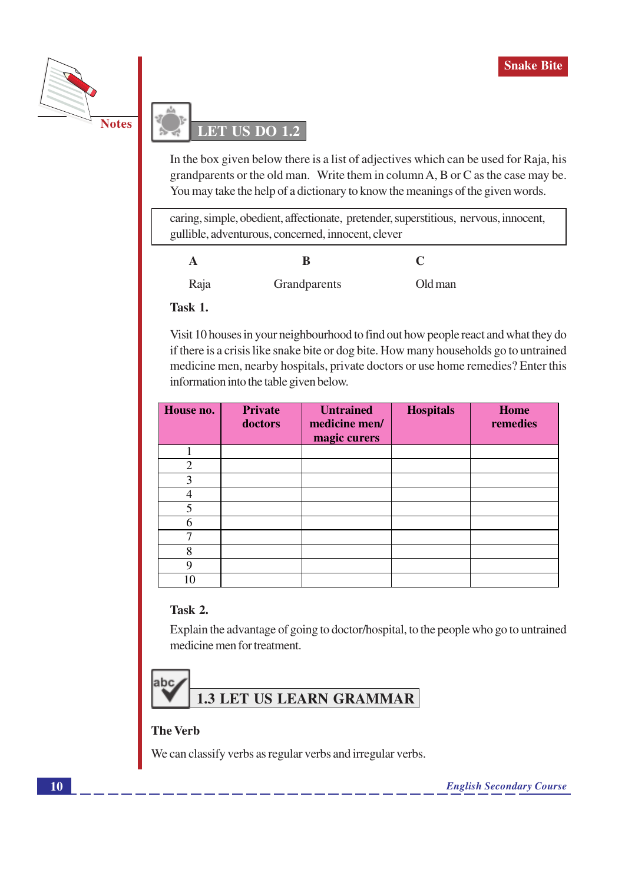## LET US DO 1.2

In the box given below there is a list of adjectives which can be used for Raja, his grandparents or the old man. Write them in column A, B or C as the case may be. You may take the help of a dictionary to know the meanings of the given words.

caring, simple, obedient, affectionate, pretender, superstitious, nervous, innocent, gullible, adventurous, concerned, innocent, clever

| A | B | C |
|---|---|---|
| Raja | Grandparents | Old man |

**Task 1.**

Visit 10 houses in your neighbourhood to find out how people react and what they do if there is a crisis like snake bite or dog bite. How many households go to untrained medicine men, nearby hospitals, private doctors or use home remedies? Enter this information into the table given below.

| House no. | Private doctors | Untrained medicine men/ magic curers | Hospitals | Home remedies |
|---|---|---|---|---|
| 1 | | | | |
| 2 | | | | |
| 3 | | | | |
| 4 | | | | |
| 5 | | | | |
| 6 | | | | |
| 7 | | | | |
| 8 | | | | |
| 9 | | | | |
| 10 | | | | |

**Task 2.**

Explain the advantage of going to doctor/hospital, to the people who go to untrained medicine men for treatment.

## 1.3 LET US LEARN GRAMMAR

**The Verb**

We can classify verbs as regular verbs and irregular verbs.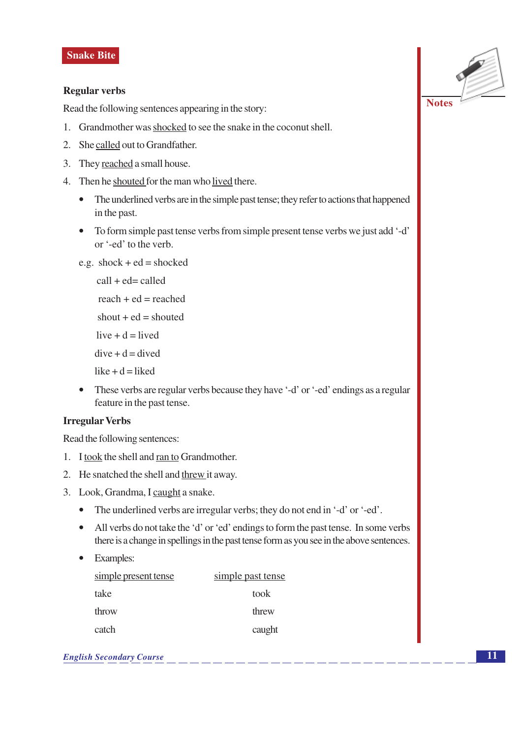**Snake Bite**

**Regular verbs**

Read the following sentences appearing in the story:

1. Grandmother was <u>shocked</u> to see the snake in the coconut shell.
2. She <u>called</u> out to Grandfather.
3. They <u>reached</u> a small house.
4. Then he <u>shouted</u> for the man who <u>lived</u> there.

- The underlined verbs are in the simple past tense; they refer to actions that happened in the past.
- To form simple past tense verbs from simple present tense verbs we just add '-d' or '-ed' to the verb.

e.g. shock + ed = shocked

call + ed= called

reach + ed = reached

shout + ed = shouted

live + d = lived

dive + d = dived

like + d = liked

- These verbs are regular verbs because they have '-d' or '-ed' endings as a regular feature in the past tense.

**Irregular Verbs**

Read the following sentences:

1. I <u>took</u> the shell and <u>ran to</u> Grandmother.
2. He snatched the shell and <u>threw</u> it away.
3. Look, Grandma, I <u>caught</u> a snake.

- The underlined verbs are irregular verbs; they do not end in '-d' or '-ed'.
- All verbs do not take the 'd' or 'ed' endings to form the past tense. In some verbs there is a change in spellings in the past tense form as you see in the above sentences.
- Examples:

| <u>simple present tense</u> | <u>simple past tense</u> |
|---|---|
| take | took |
| throw | threw |
| catch | caught |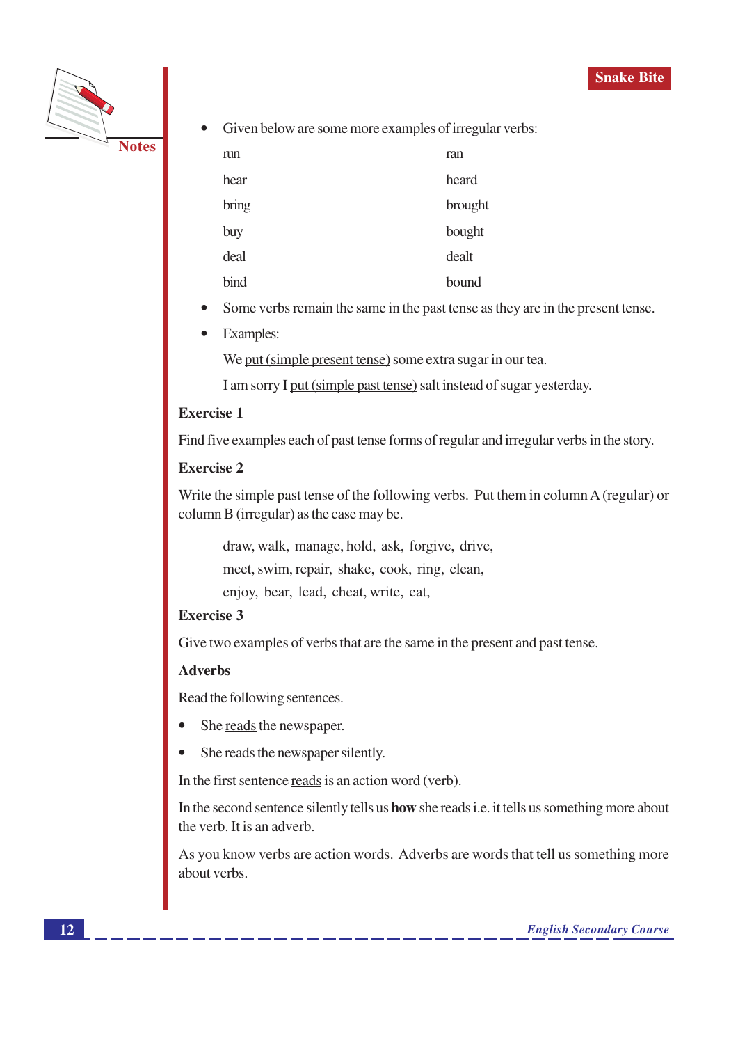- Given below are some more examples of irregular verbs:

| | |
|---|---|
| run | ran |
| hear | heard |
| bring | brought |
| buy | bought |
| deal | dealt |
| bind | bound |

- Some verbs remain the same in the past tense as they are in the present tense.
- Examples:

  We <u>put (simple present tense)</u> some extra sugar in our tea.

  I am sorry I <u>put (simple past tense)</u> salt instead of sugar yesterday.

**Exercise 1**

Find five examples each of past tense forms of regular and irregular verbs in the story.

**Exercise 2**

Write the simple past tense of the following verbs. Put them in column A (regular) or column B (irregular) as the case may be.

draw, walk, manage, hold, ask, forgive, drive,
meet, swim, repair, shake, cook, ring, clean,
enjoy, bear, lead, cheat, write, eat,

**Exercise 3**

Give two examples of verbs that are the same in the present and past tense.

**Adverbs**

Read the following sentences.

- She <u>reads</u> the newspaper.
- She reads the newspaper <u>silently.</u>

In the first sentence <u>reads</u> is an action word (verb).

In the second sentence <u>silently</u> tells us **how** she reads i.e. it tells us something more about the verb. It is an adverb.

As you know verbs are action words. Adverbs are words that tell us something more about verbs.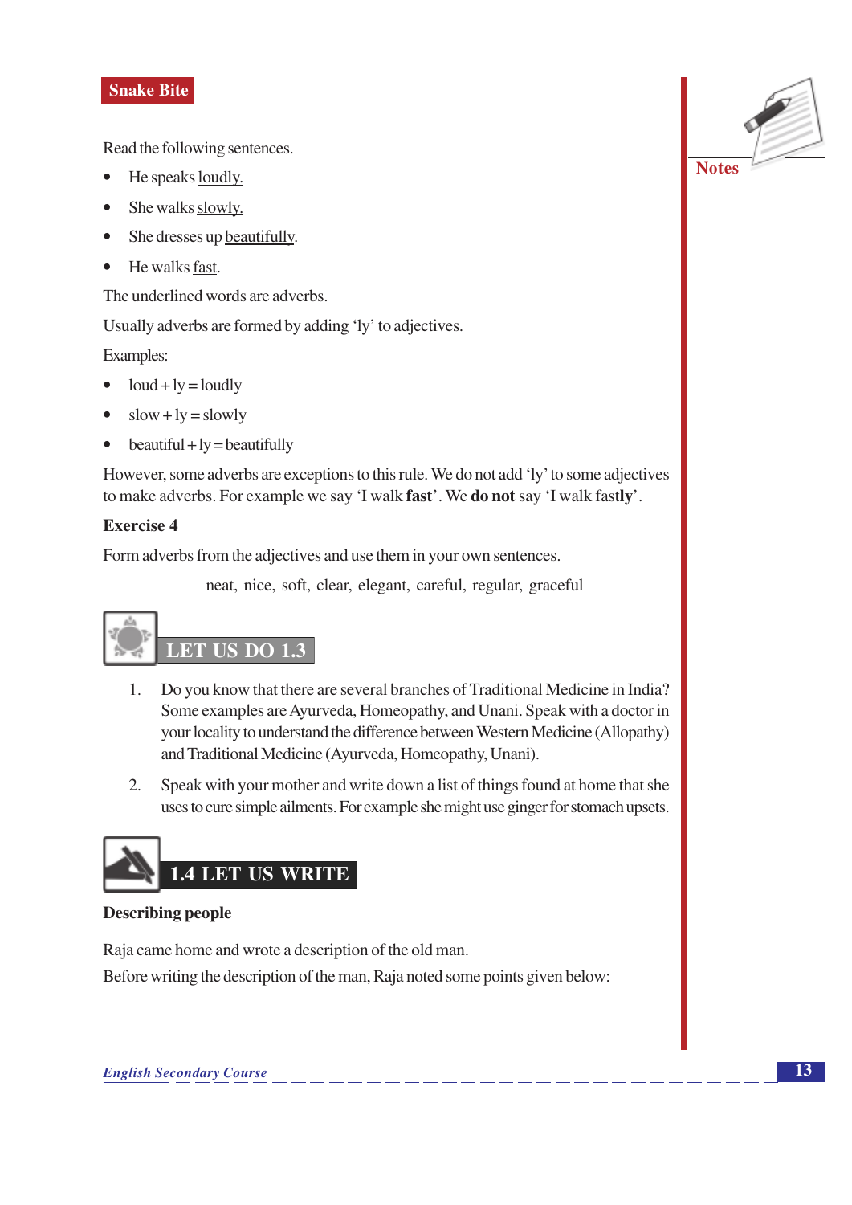Read the following sentences.

- He speaks loudly.
- She walks slowly.
- She dresses up beautifully.
- He walks fast.

The underlined words are adverbs.

Usually adverbs are formed by adding 'ly' to adjectives.

Examples:

- loud + ly = loudly
- slow + ly = slowly
- beautiful + ly = beautifully

However, some adverbs are exceptions to this rule. We do not add 'ly' to some adjectives to make adverbs. For example we say 'I walk **fast**'. We **do not** say 'I walk fast**ly**'.

**Exercise 4**

Form adverbs from the adjectives and use them in your own sentences.

neat, nice, soft, clear, elegant, careful, regular, graceful

## LET US DO 1.3

1. Do you know that there are several branches of Traditional Medicine in India? Some examples are Ayurveda, Homeopathy, and Unani. Speak with a doctor in your locality to understand the difference between Western Medicine (Allopathy) and Traditional Medicine (Ayurveda, Homeopathy, Unani).
2. Speak with your mother and write down a list of things found at home that she uses to cure simple ailments. For example she might use ginger for stomach upsets.

## 1.4 LET US WRITE

**Describing people**

Raja came home and wrote a description of the old man.

Before writing the description of the man, Raja noted some points given below: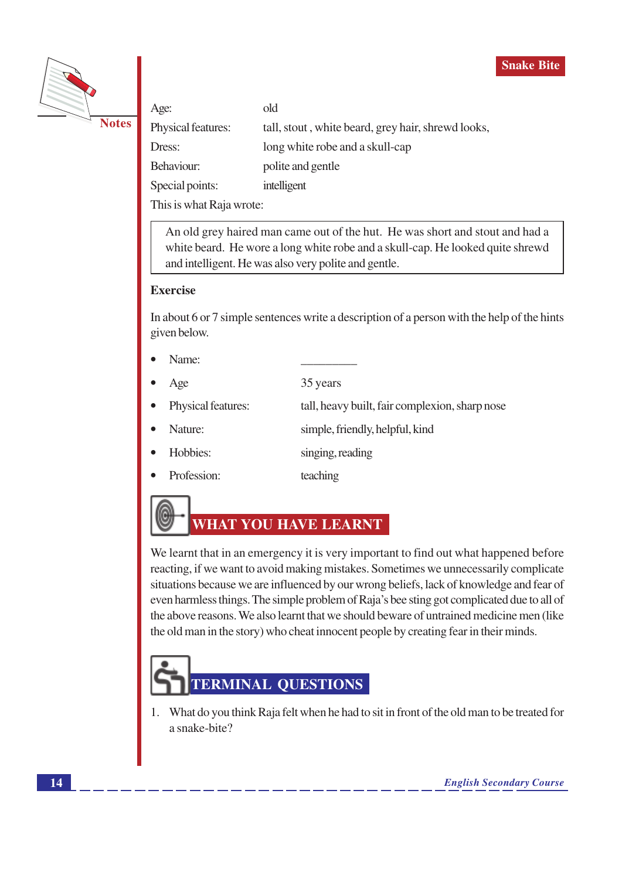| | |
|---|---|
| Age: | old |
| Physical features: | tall, stout , white beard, grey hair, shrewd looks, |
| Dress: | long white robe and a skull-cap |
| Behaviour: | polite and gentle |
| Special points: | intelligent |

This is what Raja wrote:

> An old grey haired man came out of the hut. He was short and stout and had a white beard. He wore a long white robe and a skull-cap. He looked quite shrewd and intelligent. He was also very polite and gentle.

**Exercise**

In about 6 or 7 simple sentences write a description of a person with the help of the hints given below.

- Name: __________
- Age: 35 years
- Physical features: tall, heavy built, fair complexion, sharp nose
- Nature: simple, friendly, helpful, kind
- Hobbies: singing, reading
- Profession: teaching

## WHAT YOU HAVE LEARNT

We learnt that in an emergency it is very important to find out what happened before reacting, if we want to avoid making mistakes. Sometimes we unnecessarily complicate situations because we are influenced by our wrong beliefs, lack of knowledge and fear of even harmless things. The simple problem of Raja's bee sting got complicated due to all of the above reasons. We also learnt that we should beware of untrained medicine men (like the old man in the story) who cheat innocent people by creating fear in their minds.

## TERMINAL QUESTIONS

1. What do you think Raja felt when he had to sit in front of the old man to be treated for a snake-bite?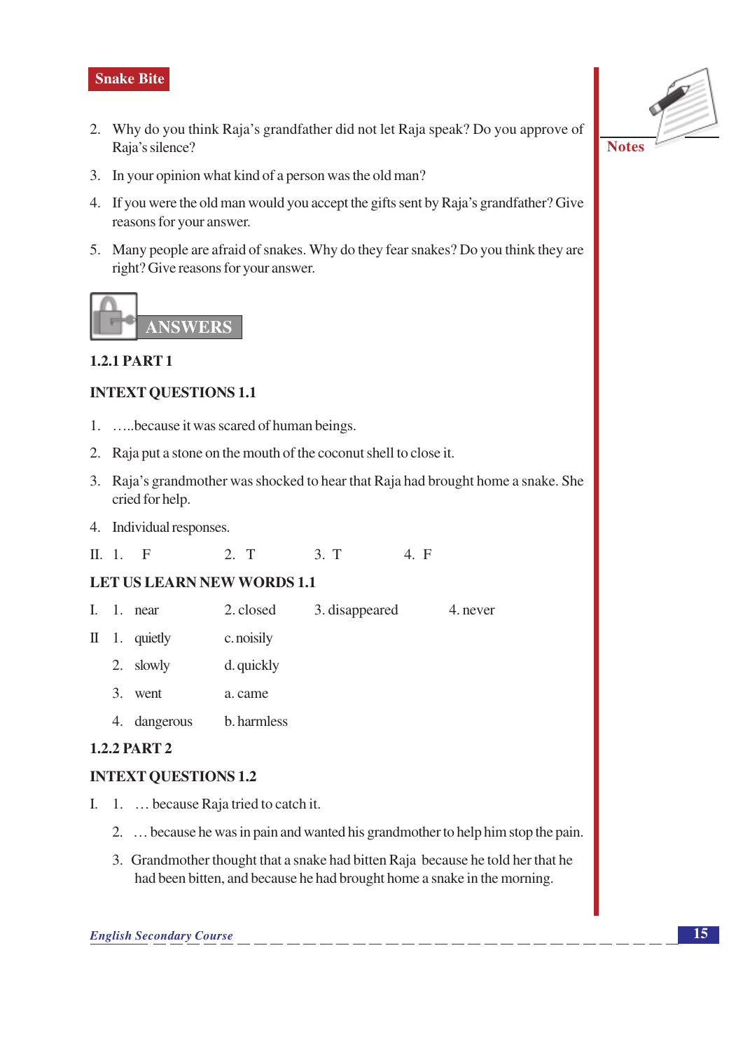2. Why do you think Raja's grandfather did not let Raja speak? Do you approve of Raja's silence?
3. In your opinion what kind of a person was the old man?
4. If you were the old man would you accept the gifts sent by Raja's grandfather? Give reasons for your answer.
5. Many people are afraid of snakes. Why do they fear snakes? Do you think they are right? Give reasons for your answer.

## ANSWERS

### 1.2.1 PART 1

**INTEXT QUESTIONS 1.1**

1. …..because it was scared of human beings.
2. Raja put a stone on the mouth of the coconut shell to close it.
3. Raja's grandmother was shocked to hear that Raja had brought home a snake. She cried for help.
4. Individual responses.

II. 1. F  2. T  3. T  4. F

**LET US LEARN NEW WORDS 1.1**

I. 1. near  2. closed  3. disappeared  4. never

II
1. quietly — c. noisily
2. slowly — d. quickly
3. went — a. came
4. dangerous — b. harmless

### 1.2.2 PART 2

**INTEXT QUESTIONS 1.2**

I.
1. … because Raja tried to catch it.
2. … because he was in pain and wanted his grandmother to help him stop the pain.
3. Grandmother thought that a snake had bitten Raja because he told her that he had been bitten, and because he had brought home a snake in the morning.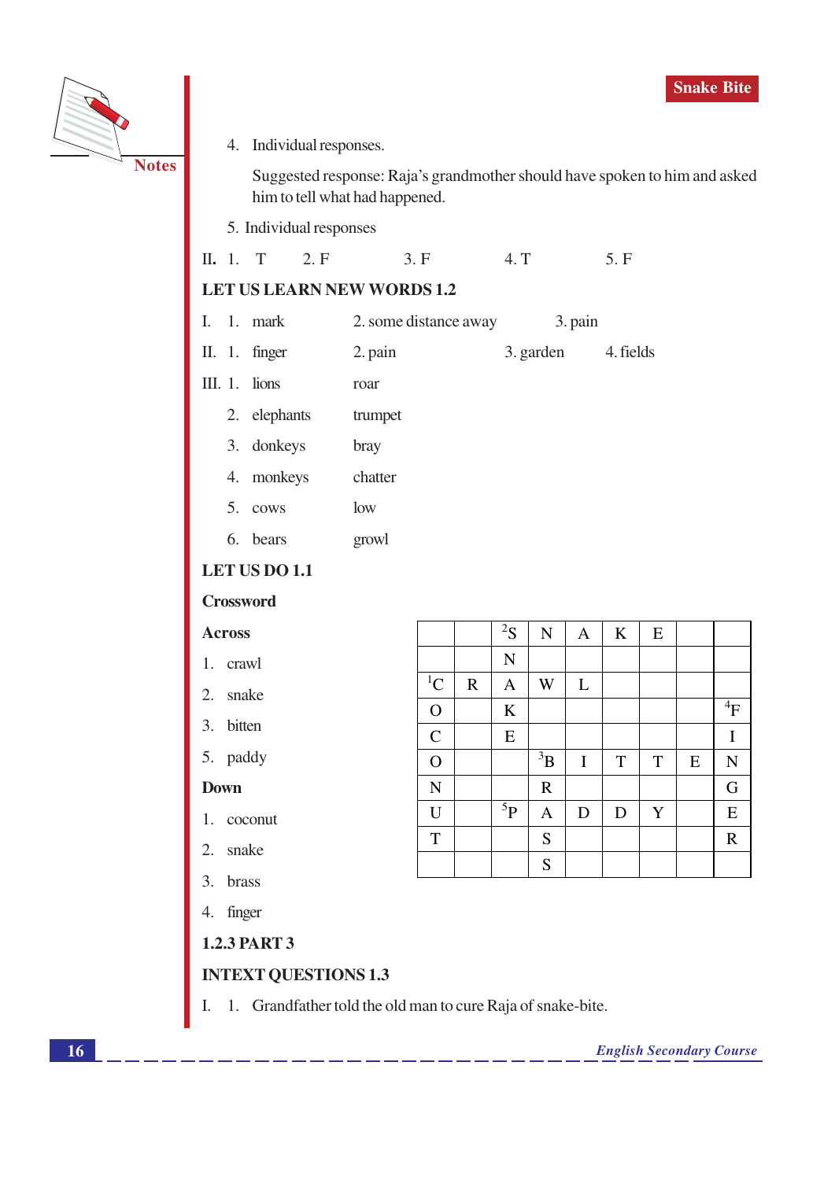4. Individual responses.

   Suggested response: Raja's grandmother should have spoken to him and asked him to tell what had happened.

5. Individual responses

II. 1. T    2. F    3. F    4. T    5. F

**LET US LEARN NEW WORDS 1.2**

I. 1. mark    2. some distance away    3. pain

II. 1. finger    2. pain    3. garden    4. fields

III. 1. lions    roar

2. elephants    trumpet
3. donkeys    bray
4. monkeys    chatter
5. cows    low
6. bears    growl

**LET US DO 1.1**

**Crossword**

**Across**

1. crawl
2. snake
3. bitten
5. paddy

**Down**

1. coconut
2. snake
3. brass
4. finger

|  |  |  |  |  |  |  |  |  |
|---|---|---|---|---|---|---|---|---|
|  |  | [2]S | N | A | K | E |  |  |
|  |  | N |  |  |  |  |  |  |
| [1]C | R | A | W | L |  |  |  |  |
| O |  | K |  |  |  |  |  | [4]F |
| C |  | E |  |  |  |  |  | I |
| O |  |  | [3]B | I | T | T | E | N |
| N |  |  | R |  |  |  |  | G |
| U |  | [5]P | A | D | D | Y |  | E |
| T |  |  | S |  |  |  |  | R |
|  |  |  | S |  |  |  |  |  |

**1.2.3 PART 3**

**INTEXT QUESTIONS 1.3**

I. 1. Grandfather told the old man to cure Raja of snake-bite.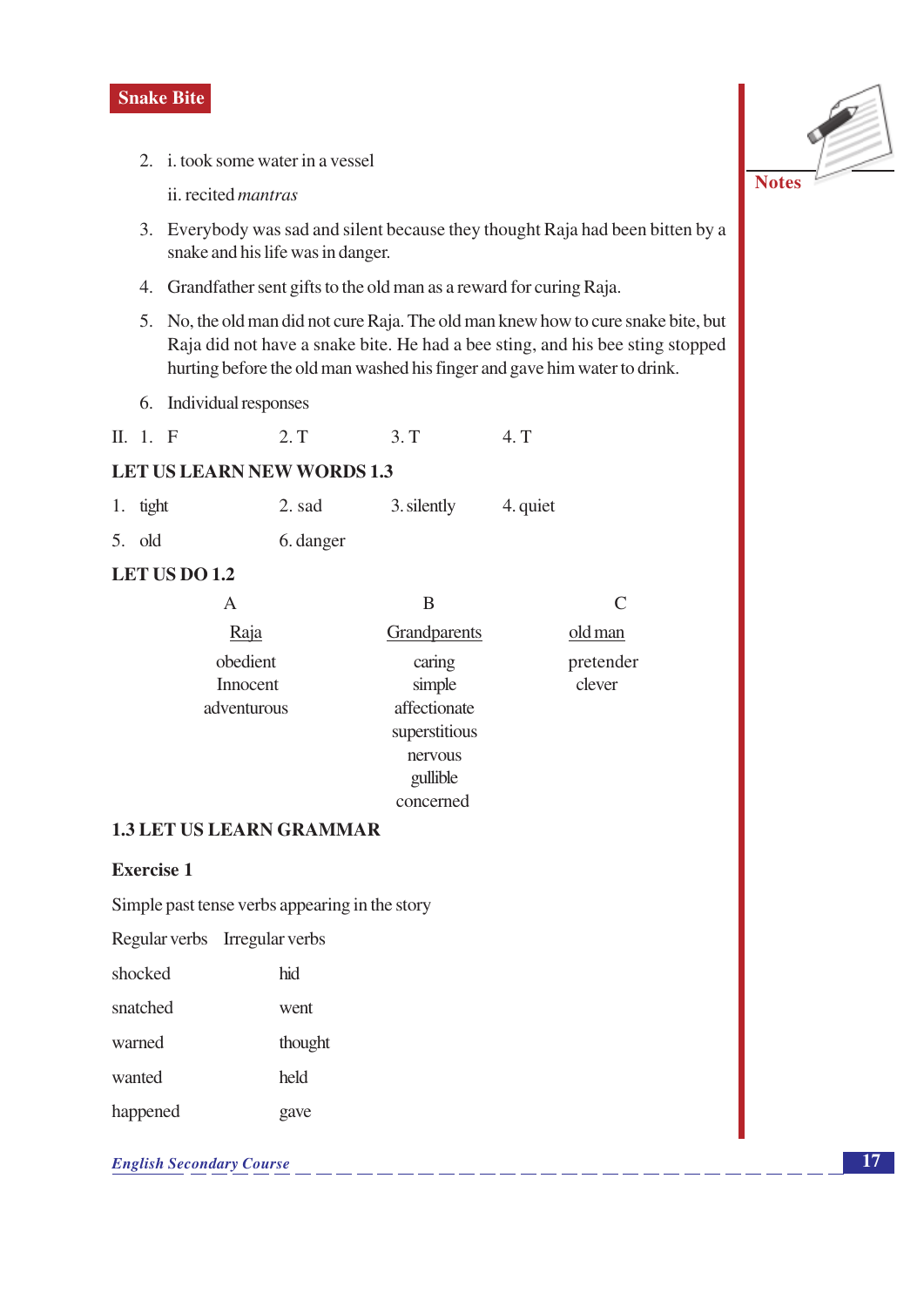2. i. took some water in a vessel

   ii. recited *mantras*

3. Everybody was sad and silent because they thought Raja had been bitten by a snake and his life was in danger.

4. Grandfather sent gifts to the old man as a reward for curing Raja.

5. No, the old man did not cure Raja. The old man knew how to cure snake bite, but Raja did not have a snake bite. He had a bee sting, and his bee sting stopped hurting before the old man washed his finger and gave him water to drink.

6. Individual responses

II. 1. F    2. T    3. T    4. T

### LET US LEARN NEW WORDS 1.3

1. tight    2. sad    3. silently    4. quiet

5. old    6. danger

### LET US DO 1.2

| A | B | C |
|---|---|---|
| Raja | Grandparents | old man |
| obedient | caring | pretender |
| Innocent | simple | clever |
| adventurous | affectionate | |
| | superstitious | |
| | nervous | |
| | gullible | |
| | concerned | |

### 1.3 LET US LEARN GRAMMAR

**Exercise 1**

Simple past tense verbs appearing in the story

| Regular verbs | Irregular verbs |
|---|---|
| shocked | hid |
| snatched | went |
| warned | thought |
| wanted | held |
| happened | gave |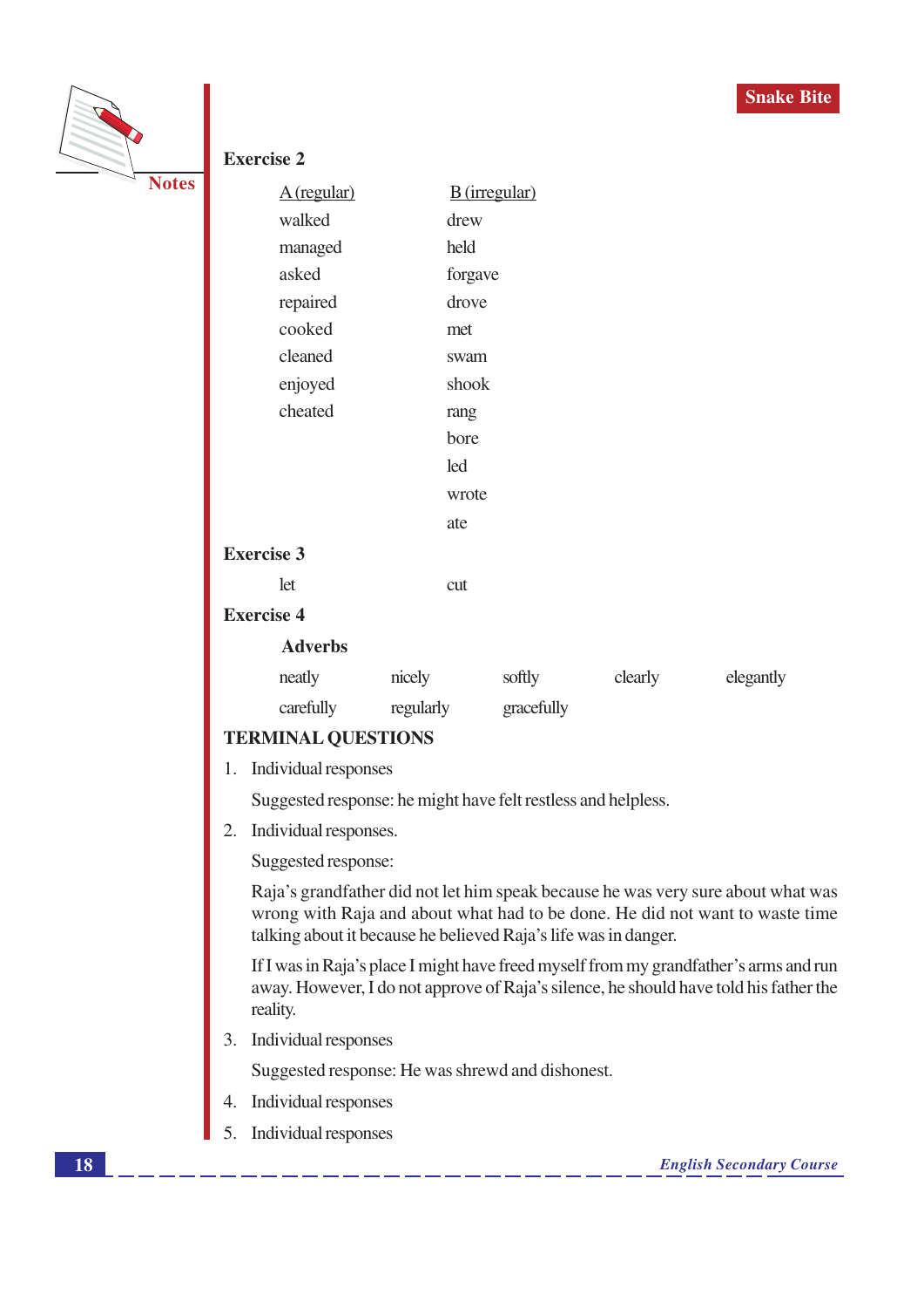### Exercise 2

| A (regular) | B (irregular) |
|---|---|
| walked | drew |
| managed | held |
| asked | forgave |
| repaired | drove |
| cooked | met |
| cleaned | swam |
| enjoyed | shook |
| cheated | rang |
| | bore |
| | led |
| | wrote |
| | ate |

### Exercise 3

| | |
|---|---|
| let | cut |

### Exercise 4

**Adverbs**

| | | | | |
|---|---|---|---|---|
| neatly | nicely | softly | clearly | elegantly |
| carefully | regularly | gracefully | | |

## TERMINAL QUESTIONS

1. Individual responses

   Suggested response: he might have felt restless and helpless.

2. Individual responses.

   Suggested response:

   Raja's grandfather did not let him speak because he was very sure about what was wrong with Raja and about what had to be done. He did not want to waste time talking about it because he believed Raja's life was in danger.

   If I was in Raja's place I might have freed myself from my grandfather's arms and run away. However, I do not approve of Raja's silence, he should have told his father the reality.

3. Individual responses

   Suggested response: He was shrewd and dishonest.

4. Individual responses

5. Individual responses